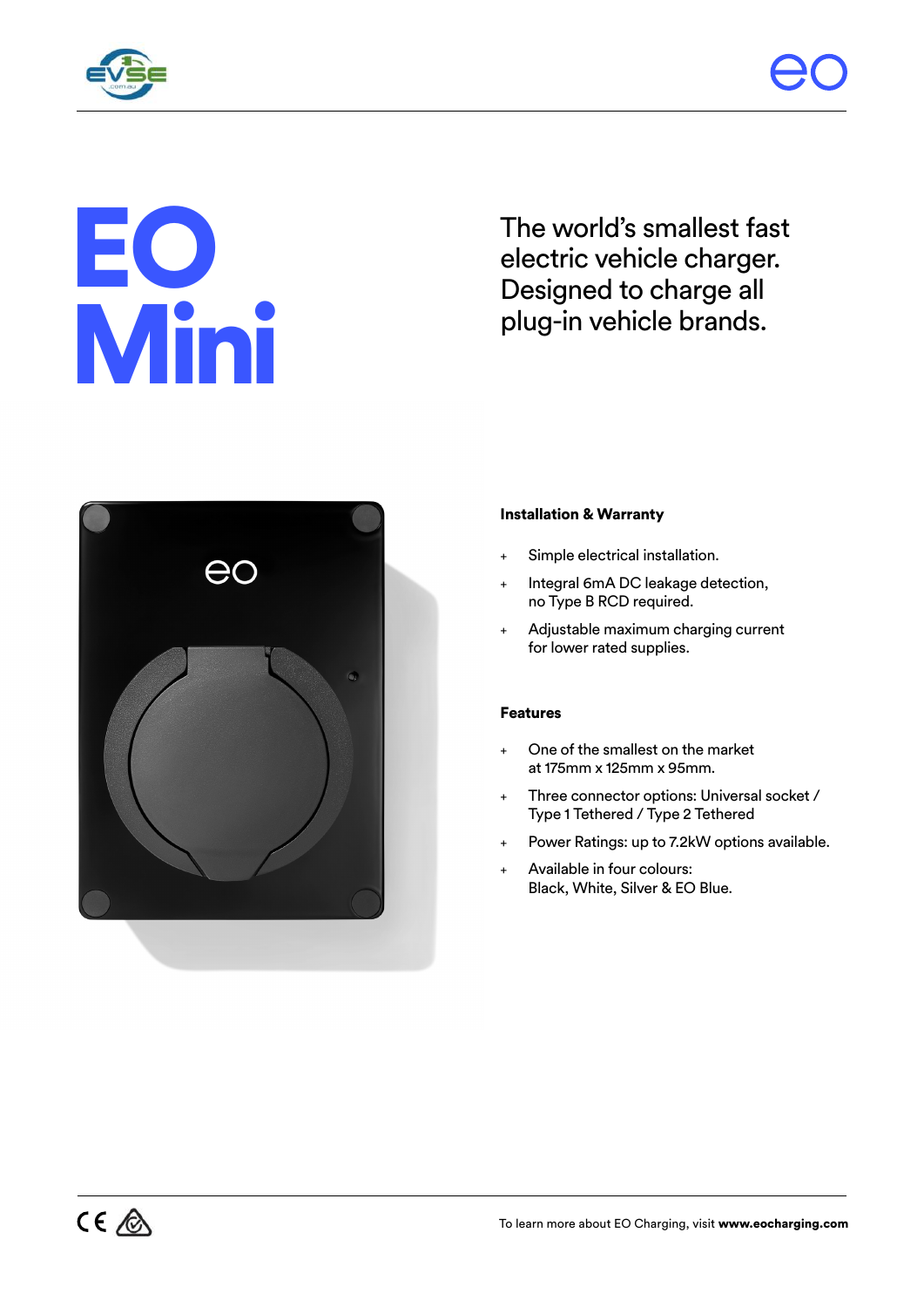# EO Mini

The world's smallest fast electric vehicle charger. Designed to charge all plug-in vehicle brands.

### Installation & Warranty

- Simple electrical installation.
- Integral 6mA DC leakage detection, no Type B RCD required.
- Adjustable maximum charging current for lower rated supplies.

### Features

- One of the smallest on the market at 175mm x 125mm x 95mm.
- Three connector options: Universal socket / Type 1 Tethered / Type 2 Tethered
- Power Ratings: up to 7.2kW options available.
- Available in four colours: Black, White, Silver & EO Blue.

To learn more about EO Charging, visit **www.eocharging.com**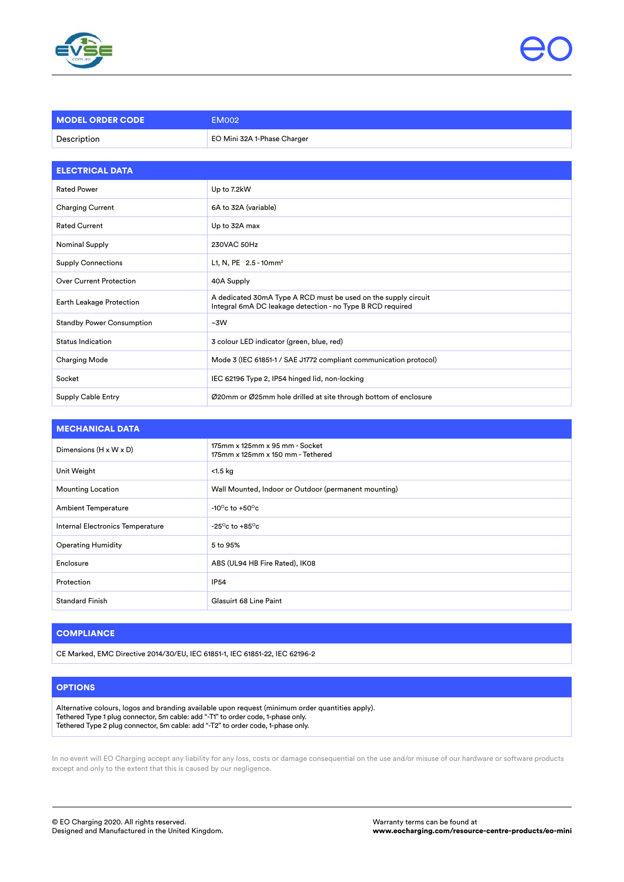| MODEL ORDER CODE | EM002 |
|---|---|
| Description | EO Mini 32A 1-Phase Charger |

| ELECTRICAL DATA | |
|---|---|
| Rated Power | Up to 7.2kW |
| Charging Current | 6A to 32A (variable) |
| Rated Current | Up to 32A max |
| Nominal Supply | 230VAC 50Hz |
| Supply Connections | L1, N, PE 2.5 - 10mm² |
| Over Current Protection | 40A Supply |
| Earth Leakage Protection | A dedicated 30mA Type A RCD must be used on the supply circuit<br>Integral 6mA DC leakage detection - no Type B RCD required |
| Standby Power Consumption | ~3W |
| Status Indication | 3 colour LED indicator (green, blue, red) |
| Charging Mode | Mode 3 (IEC 61851-1 / SAE J1772 compliant communication protocol) |
| Socket | IEC 62196 Type 2, IP54 hinged lid, non-locking |
| Supply Cable Entry | Ø20mm or Ø25mm hole drilled at site through bottom of enclosure |

| MECHANICAL DATA | |
|---|---|
| Dimensions (H x W x D) | 175mm x 125mm x 95 mm - Socket<br>175mm x 125mm x 150 mm - Tethered |
| Unit Weight | <1.5 kg |
| Mounting Location | Wall Mounted, Indoor or Outdoor (permanent mounting) |
| Ambient Temperature | -10°c to +50°c |
| Internal Electronics Temperature | -25°c to +85°c |
| Operating Humidity | 5 to 95% |
| Enclosure | ABS (UL94 HB Fire Rated), IK08 |
| Protection | IP54 |
| Standard Finish | Glasuirt 68 Line Paint |

## COMPLIANCE

CE Marked, EMC Directive 2014/30/EU, IEC 61851-1, IEC 61851-22, IEC 62196-2

## OPTIONS

Alternative colours, logos and branding available upon request (minimum order quantities apply).
Tethered Type 1 plug connector, 5m cable: add "-T1" to order code, 1-phase only.
Tethered Type 2 plug connector, 5m cable: add "-T2" to order code, 1-phase only.

In no event will EO Charging accept any liability for any loss, costs or damage consequential on the use and/or misuse of our hardware or software products except and only to the extent that this is caused by our negligence.

© EO Charging 2020. All rights reserved.
Designed and Manufactured in the United Kingdom.

Warranty terms can be found at
**www.eocharging.com/resource-centre-products/eo-mini**